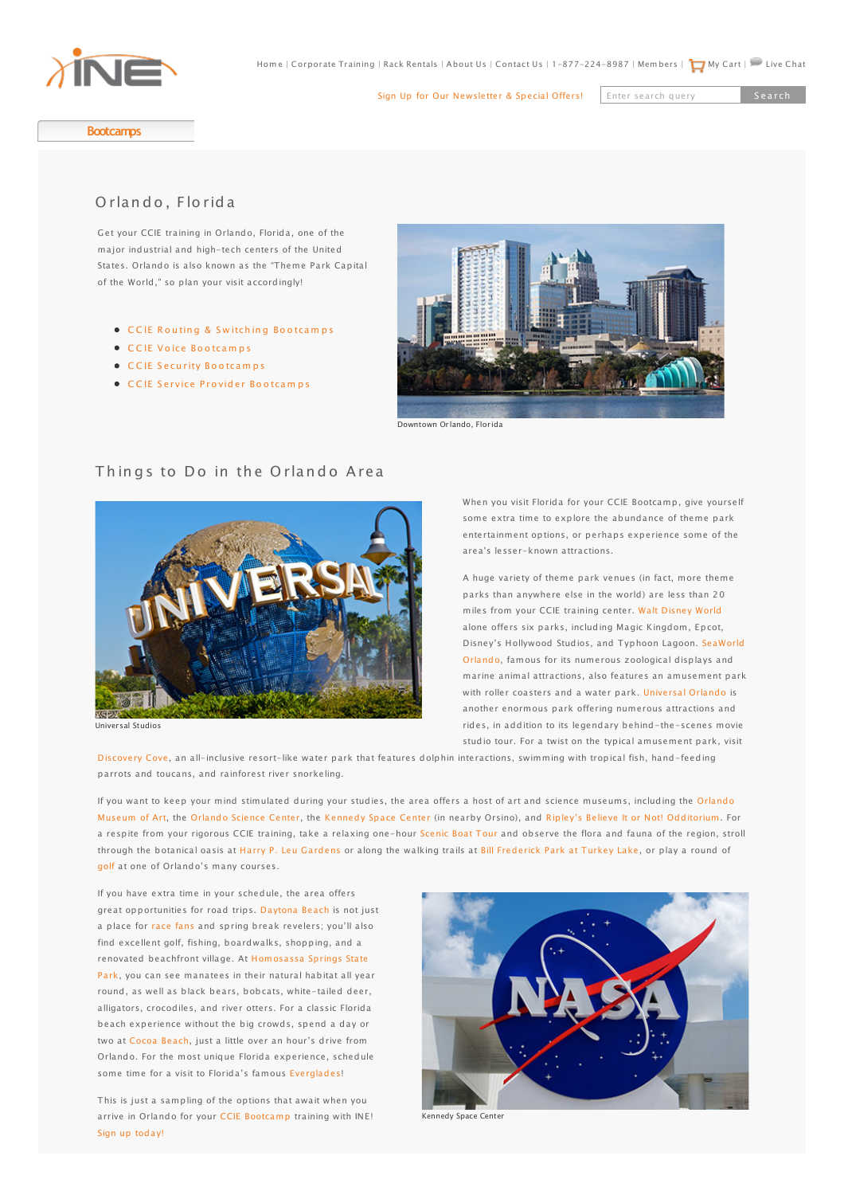Home | Corporate Training | Rack Rentals | About Us | Contact Us | 1-877-224-8987 | Members | My Cart | Live Chat

Sign Up for Our Newsletter & Special Offers!

Bootcamps

# Orlando, Florida

Get your CCIE training in Orlando, Florida, one of the major industrial and high-tech centers of the United States. Orlando is also known as the "Theme Park Capital of the World," so plan your visit accordingly!

- CCIE Routing & Switching Bootcamps
- CCIE Voice Bootcamps
- CCIE Security Bootcamps
- CCIE Service Provider Bootcamps

Downtown Orlando, Florida

## Things to Do in the Orlando Area

Universal Studios

When you visit Florida for your CCIE Bootcamp, give yourself some extra time to explore the abundance of theme park entertainment options, or perhaps experience some of the area's lesser-known attractions.

A huge variety of theme park venues (in fact, more theme parks than anywhere else in the world) are less than 20 miles from your CCIE training center. Walt Disney World alone offers six parks, including Magic Kingdom, Epcot, Disney's Hollywood Studios, and Typhoon Lagoon. SeaWorld Orlando, famous for its numerous zoological displays and marine animal attractions, also features an amusement park with roller coasters and a water park. Universal Orlando is another enormous park offering numerous attractions and rides, in addition to its legendary behind-the-scenes movie studio tour. For a twist on the typical amusement park, visit Discovery Cove, an all-inclusive resort-like water park that features dolphin interactions, swimming with tropical fish, hand-feeding parrots and toucans, and rainforest river snorkeling.

If you want to keep your mind stimulated during your studies, the area offers a host of art and science museums, including the Orlando Museum of Art, the Orlando Science Center, the Kennedy Space Center (in nearby Orsino), and Ripley's Believe It or Not! Odditorium. For a respite from your rigorous CCIE training, take a relaxing one-hour Scenic Boat Tour and observe the flora and fauna of the region, stroll through the botanical oasis at Harry P. Leu Gardens or along the walking trails at Bill Frederick Park at Turkey Lake, or play a round of golf at one of Orlando's many courses.

If you have extra time in your schedule, the area offers great opportunities for road trips. Daytona Beach is not just a place for race fans and spring break revelers; you'll also find excellent golf, fishing, boardwalks, shopping, and a renovated beachfront village. At Homosassa Springs State Park, you can see manatees in their natural habitat all year round, as well as black bears, bobcats, white-tailed deer, alligators, crocodiles, and river otters. For a classic Florida beach experience without the big crowds, spend a day or two at Cocoa Beach, just a little over an hour's drive from Orlando. For the most unique Florida experience, schedule some time for a visit to Florida's famous Everglades!

This is just a sampling of the options that await when you arrive in Orlando for your CCIE Bootcamp training with INE! Sign up today!

Kennedy Space Center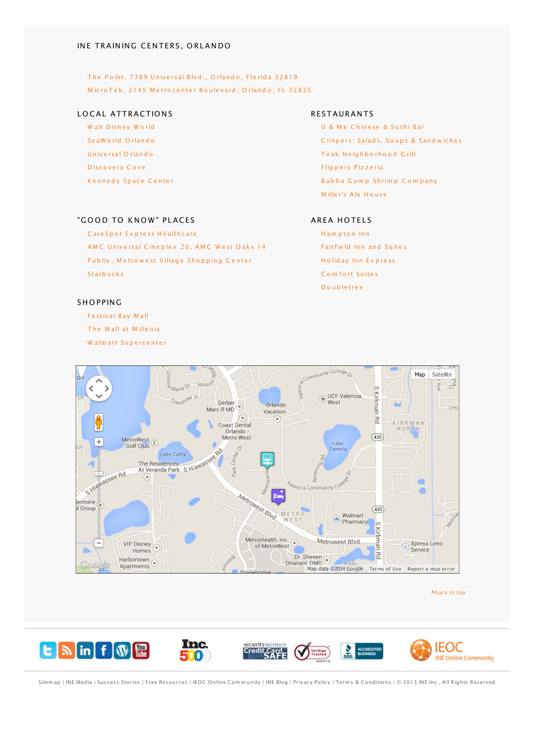## INE TRAINING CENTERS, ORLANDO

- The Point, 7389 Universal Blvd., Orlando, Florida 32819
- MicroTek, 2145 Metrocenter Boulevard, Orlando, FL 32835

## LOCAL ATTRACTIONS

- Walt Disney World
- SeaWorld Orlando
- Universal Orlando
- Discovery Cove
- Kennedy Space Center

## RESTAURANTS

- U & Me Chinese & Sushi Bar
- Crispers: Salads, Soups & Sandwiches
- Teak Neighborhood Grill
- Flippers Pizzeria
- Bubba Gump Shrimp Company
- Miller's Ale House

## "GOOD TO KNOW" PLACES

- CareSpot Express Healthcare
- AMC Universal Cineplex 20, AMC West Oaks 14
- Publix, Metrowest Village Shopping Center
- Starbucks

## AREA HOTELS

- Hampton Inn
- Fairfield Inn and Suites
- Holiday Inn Express
- Comfort Suites
- Doubletree

## SHOPPING

- Festival Bay Mall
- The Mall at Millenia
- Walmart Supercenter

^back to top

Sitemap | INE Media | Success Stories | Free Resources | IEOC Online Community | INE Blog | Privacy Policy | Terms & Conditions | © 2013 INE Inc., All Rights Reserved